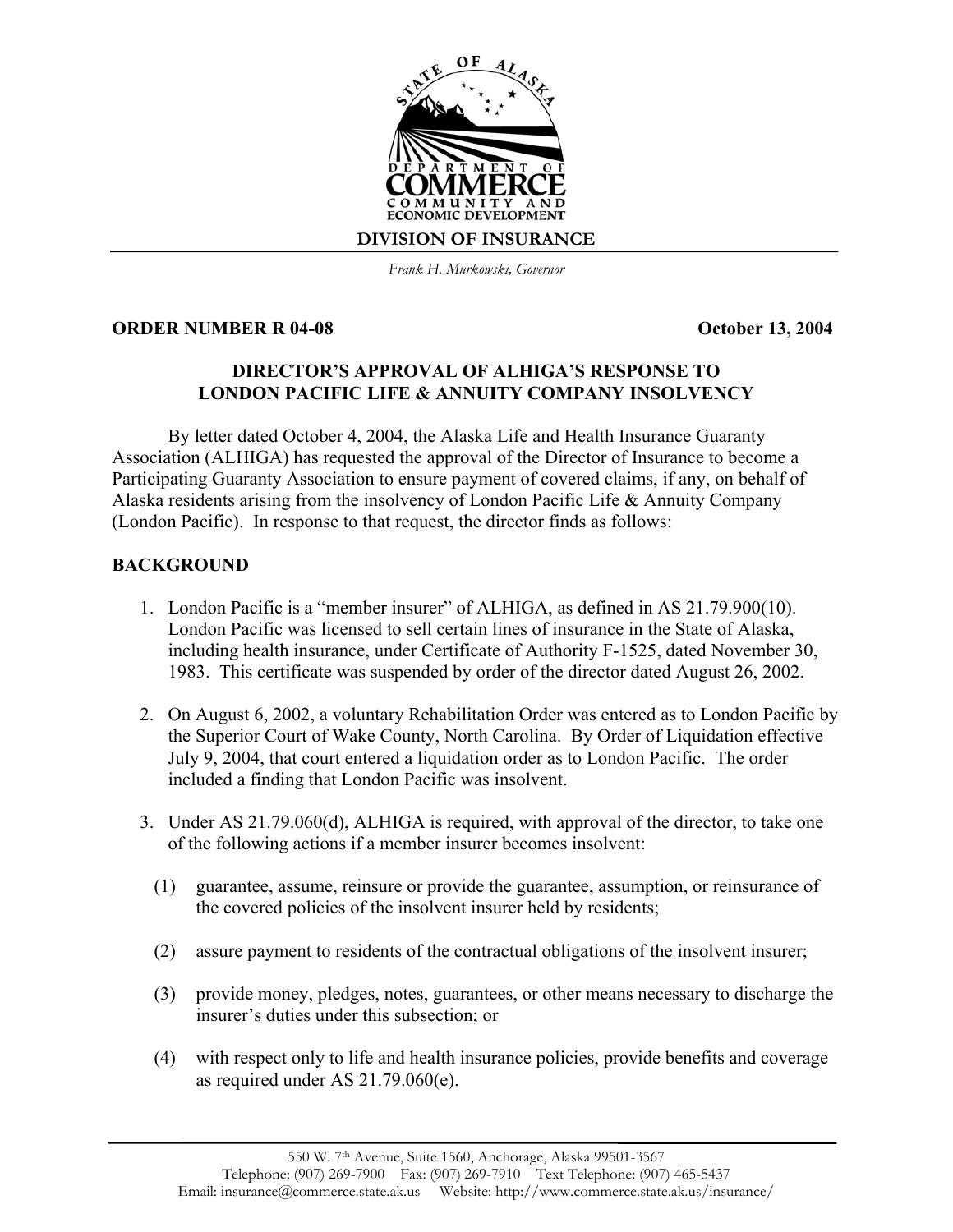STATE OF ALASKA

DEPARTMENT OF COMMERCE COMMUNITY AND ECONOMIC DEVELOPMENT

DIVISION OF INSURANCE

*Frank H. Murkowski, Governor*

**ORDER NUMBER R 04-08** **October 13, 2004**

**DIRECTOR'S APPROVAL OF ALHIGA'S RESPONSE TO LONDON PACIFIC LIFE & ANNUITY COMPANY INSOLVENCY**

By letter dated October 4, 2004, the Alaska Life and Health Insurance Guaranty Association (ALHIGA) has requested the approval of the Director of Insurance to become a Participating Guaranty Association to ensure payment of covered claims, if any, on behalf of Alaska residents arising from the insolvency of London Pacific Life & Annuity Company (London Pacific). In response to that request, the director finds as follows:

## BACKGROUND

1. London Pacific is a "member insurer" of ALHIGA, as defined in AS 21.79.900(10). London Pacific was licensed to sell certain lines of insurance in the State of Alaska, including health insurance, under Certificate of Authority F-1525, dated November 30, 1983. This certificate was suspended by order of the director dated August 26, 2002.

2. On August 6, 2002, a voluntary Rehabilitation Order was entered as to London Pacific by the Superior Court of Wake County, North Carolina. By Order of Liquidation effective July 9, 2004, that court entered a liquidation order as to London Pacific. The order included a finding that London Pacific was insolvent.

3. Under AS 21.79.060(d), ALHIGA is required, with approval of the director, to take one of the following actions if a member insurer becomes insolvent:

   (1) guarantee, assume, reinsure or provide the guarantee, assumption, or reinsurance of the covered policies of the insolvent insurer held by residents;

   (2) assure payment to residents of the contractual obligations of the insolvent insurer;

   (3) provide money, pledges, notes, guarantees, or other means necessary to discharge the insurer's duties under this subsection; or

   (4) with respect only to life and health insurance policies, provide benefits and coverage as required under AS 21.79.060(e).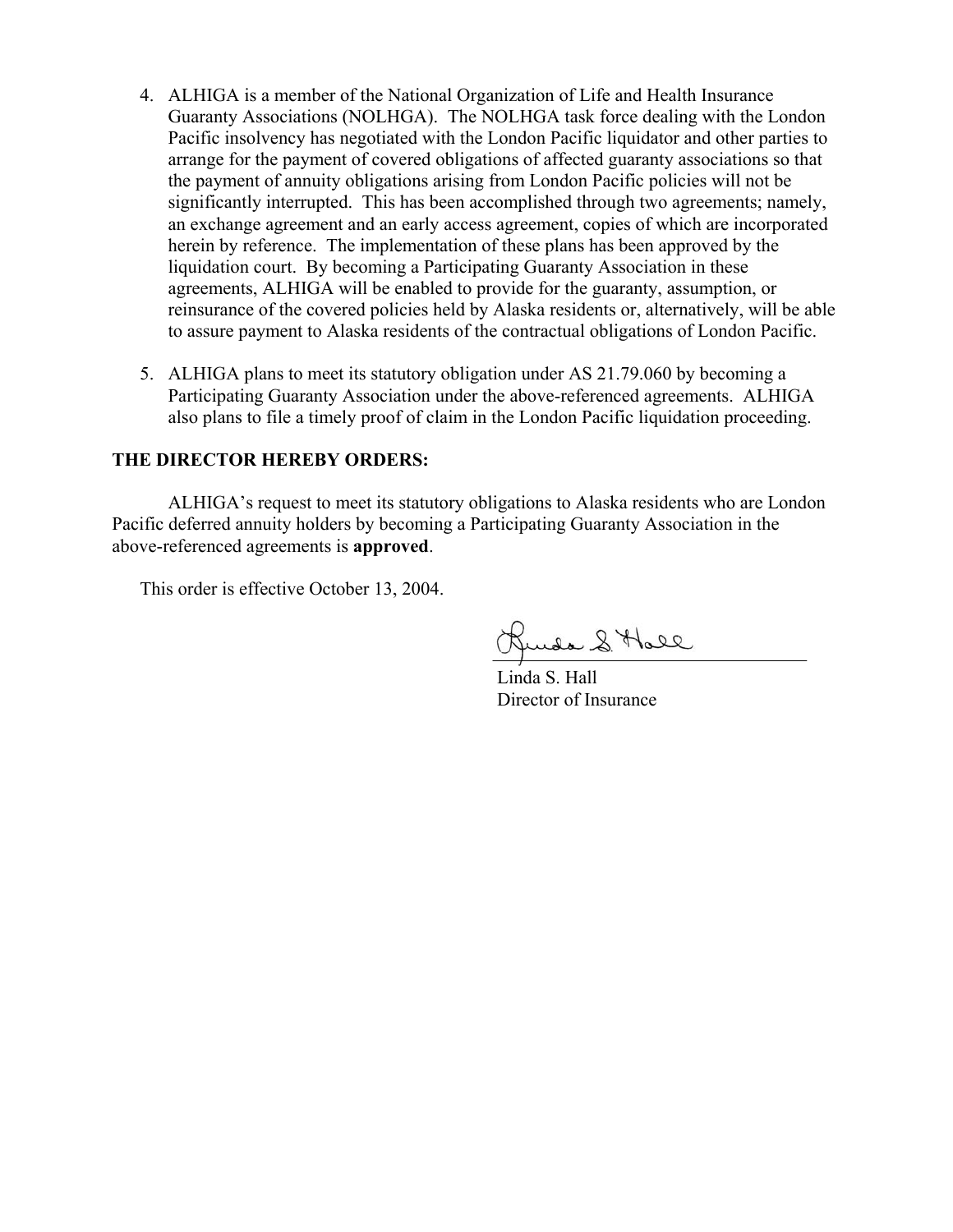4. ALHIGA is a member of the National Organization of Life and Health Insurance Guaranty Associations (NOLHGA). The NOLHGA task force dealing with the London Pacific insolvency has negotiated with the London Pacific liquidator and other parties to arrange for the payment of covered obligations of affected guaranty associations so that the payment of annuity obligations arising from London Pacific policies will not be significantly interrupted. This has been accomplished through two agreements; namely, an exchange agreement and an early access agreement, copies of which are incorporated herein by reference. The implementation of these plans has been approved by the liquidation court. By becoming a Participating Guaranty Association in these agreements, ALHIGA will be enabled to provide for the guaranty, assumption, or reinsurance of the covered policies held by Alaska residents or, alternatively, will be able to assure payment to Alaska residents of the contractual obligations of London Pacific.

5. ALHIGA plans to meet its statutory obligation under AS 21.79.060 by becoming a Participating Guaranty Association under the above-referenced agreements. ALHIGA also plans to file a timely proof of claim in the London Pacific liquidation proceeding.

**THE DIRECTOR HEREBY ORDERS:**

ALHIGA's request to meet its statutory obligations to Alaska residents who are London Pacific deferred annuity holders by becoming a Participating Guaranty Association in the above-referenced agreements is **approved**.

This order is effective October 13, 2004.

Linda S. Hall
Director of Insurance